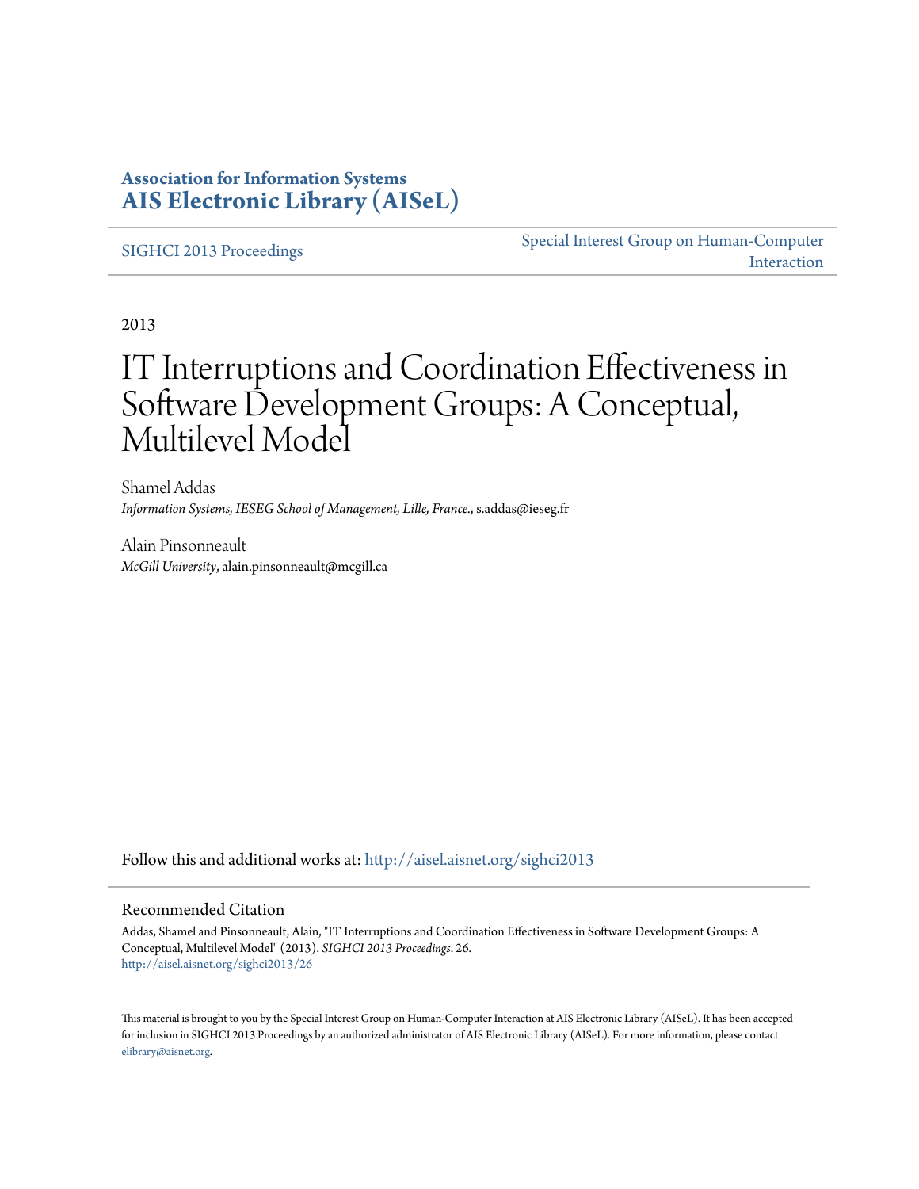**Association for Information Systems**
**AIS Electronic Library (AISeL)**

SIGHCI 2013 Proceedings

Special Interest Group on Human-Computer Interaction

2013

# IT Interruptions and Coordination Effectiveness in Software Development Groups: A Conceptual, Multilevel Model

Shamel Addas
*Information Systems, IESEG School of Management, Lille, France.*, s.addas@ieseg.fr

Alain Pinsonneault
*McGill University*, alain.pinsonneault@mcgill.ca

Follow this and additional works at: http://aisel.aisnet.org/sighci2013

## Recommended Citation

Addas, Shamel and Pinsonneault, Alain, "IT Interruptions and Coordination Effectiveness in Software Development Groups: A Conceptual, Multilevel Model" (2013). *SIGHCI 2013 Proceedings*. 26.
http://aisel.aisnet.org/sighci2013/26

This material is brought to you by the Special Interest Group on Human-Computer Interaction at AIS Electronic Library (AISeL). It has been accepted for inclusion in SIGHCI 2013 Proceedings by an authorized administrator of AIS Electronic Library (AISeL). For more information, please contact elibrary@aisnet.org.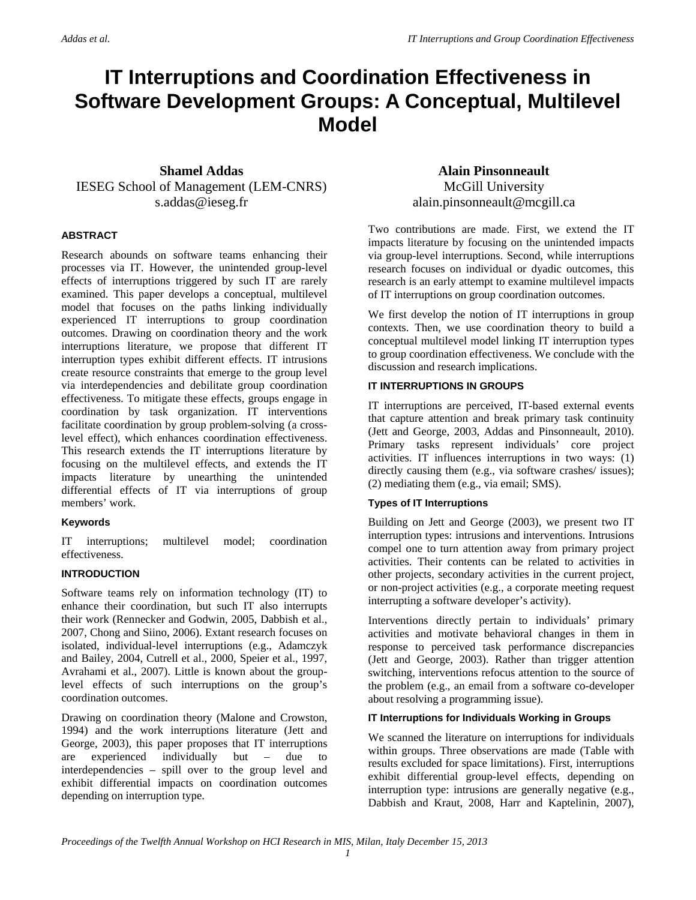# IT Interruptions and Coordination Effectiveness in Software Development Groups: A Conceptual, Multilevel Model

**Shamel Addas**
IESEG School of Management (LEM-CNRS)
s.addas@ieseg.fr

**Alain Pinsonneault**
McGill University
alain.pinsonneault@mcgill.ca

### ABSTRACT

Research abounds on software teams enhancing their processes via IT. However, the unintended group-level effects of interruptions triggered by such IT are rarely examined. This paper develops a conceptual, multilevel model that focuses on the paths linking individually experienced IT interruptions to group coordination outcomes. Drawing on coordination theory and the work interruptions literature, we propose that different IT interruption types exhibit different effects. IT intrusions create resource constraints that emerge to the group level via interdependencies and debilitate group coordination effectiveness. To mitigate these effects, groups engage in coordination by task organization. IT interventions facilitate coordination by group problem-solving (a cross-level effect), which enhances coordination effectiveness. This research extends the IT interruptions literature by focusing on the multilevel effects, and extends the IT impacts literature by unearthing the unintended differential effects of IT via interruptions of group members' work.

#### Keywords

IT interruptions; multilevel model; coordination effectiveness.

### INTRODUCTION

Software teams rely on information technology (IT) to enhance their coordination, but such IT also interrupts their work (Rennecker and Godwin, 2005, Dabbish et al., 2007, Chong and Siino, 2006). Extant research focuses on isolated, individual-level interruptions (e.g., Adamczyk and Bailey, 2004, Cutrell et al., 2000, Speier et al., 1997, Avrahami et al., 2007). Little is known about the group-level effects of such interruptions on the group's coordination outcomes.

Drawing on coordination theory (Malone and Crowston, 1994) and the work interruptions literature (Jett and George, 2003), this paper proposes that IT interruptions are experienced individually but – due to interdependencies – spill over to the group level and exhibit differential impacts on coordination outcomes depending on interruption type.

Two contributions are made. First, we extend the IT impacts literature by focusing on the unintended impacts via group-level interruptions. Second, while interruptions research focuses on individual or dyadic outcomes, this research is an early attempt to examine multilevel impacts of IT interruptions on group coordination outcomes.

We first develop the notion of IT interruptions in group contexts. Then, we use coordination theory to build a conceptual multilevel model linking IT interruption types to group coordination effectiveness. We conclude with the discussion and research implications.

### IT INTERRUPTIONS IN GROUPS

IT interruptions are perceived, IT-based external events that capture attention and break primary task continuity (Jett and George, 2003, Addas and Pinsonneault, 2010). Primary tasks represent individuals' core project activities. IT influences interruptions in two ways: (1) directly causing them (e.g., via software crashes/ issues); (2) mediating them (e.g., via email; SMS).

#### Types of IT Interruptions

Building on Jett and George (2003), we present two IT interruption types: intrusions and interventions. Intrusions compel one to turn attention away from primary project activities. Their contents can be related to activities in other projects, secondary activities in the current project, or non-project activities (e.g., a corporate meeting request interrupting a software developer's activity).

Interventions directly pertain to individuals' primary activities and motivate behavioral changes in them in response to perceived task performance discrepancies (Jett and George, 2003). Rather than trigger attention switching, interventions refocus attention to the source of the problem (e.g., an email from a software co-developer about resolving a programming issue).

#### IT Interruptions for Individuals Working in Groups

We scanned the literature on interruptions for individuals within groups. Three observations are made (Table with results excluded for space limitations). First, interruptions exhibit differential group-level effects, depending on interruption type: intrusions are generally negative (e.g., Dabbish and Kraut, 2008, Harr and Kaptelinin, 2007),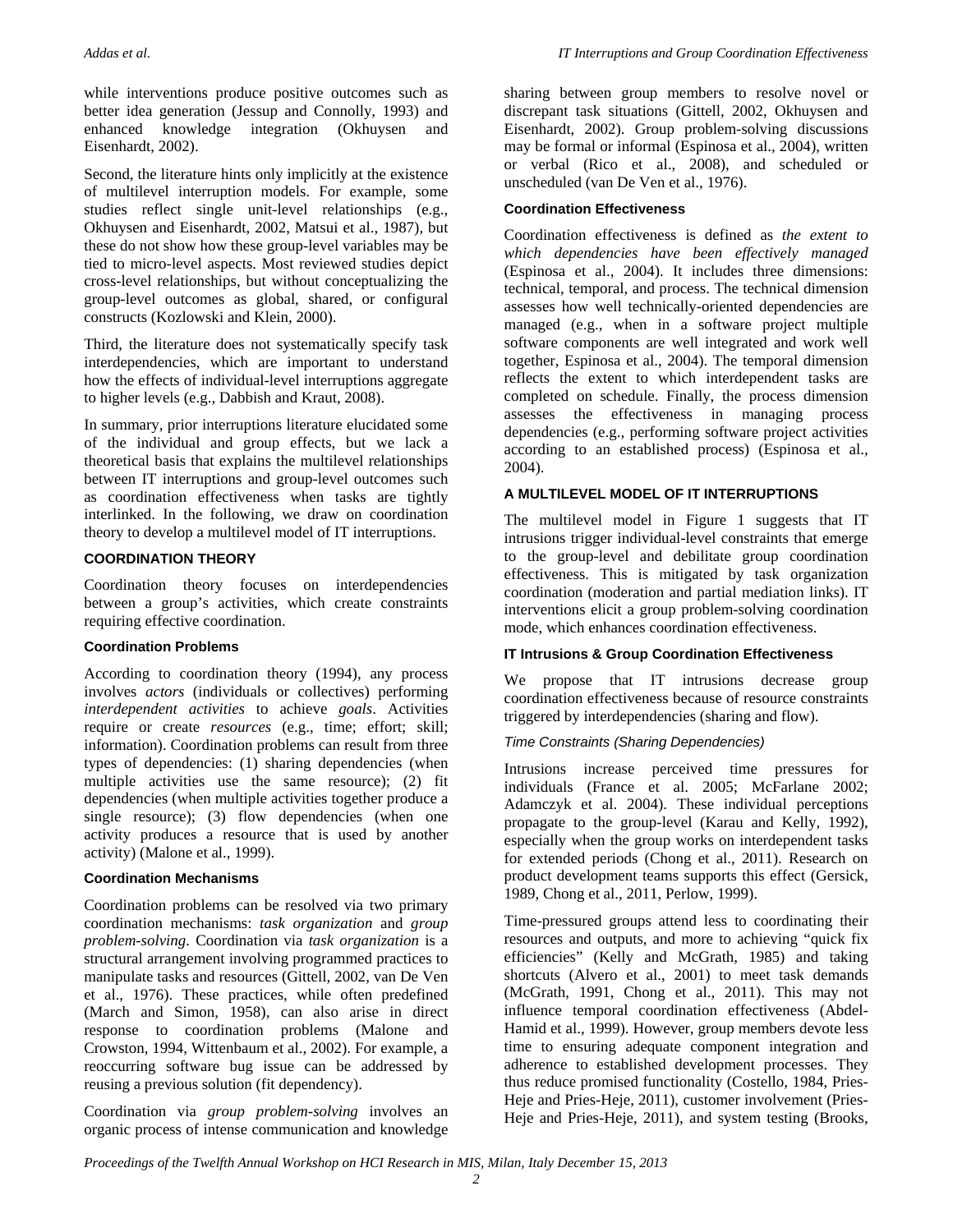while interventions produce positive outcomes such as better idea generation (Jessup and Connolly, 1993) and enhanced knowledge integration (Okhuysen and Eisenhardt, 2002).

Second, the literature hints only implicitly at the existence of multilevel interruption models. For example, some studies reflect single unit-level relationships (e.g., Okhuysen and Eisenhardt, 2002, Matsui et al., 1987), but these do not show how these group-level variables may be tied to micro-level aspects. Most reviewed studies depict cross-level relationships, but without conceptualizing the group-level outcomes as global, shared, or configural constructs (Kozlowski and Klein, 2000).

Third, the literature does not systematically specify task interdependencies, which are important to understand how the effects of individual-level interruptions aggregate to higher levels (e.g., Dabbish and Kraut, 2008).

In summary, prior interruptions literature elucidated some of the individual and group effects, but we lack a theoretical basis that explains the multilevel relationships between IT interruptions and group-level outcomes such as coordination effectiveness when tasks are tightly interlinked. In the following, we draw on coordination theory to develop a multilevel model of IT interruptions.

## COORDINATION THEORY

Coordination theory focuses on interdependencies between a group's activities, which create constraints requiring effective coordination.

### Coordination Problems

According to coordination theory (1994), any process involves *actors* (individuals or collectives) performing *interdependent activities* to achieve *goals*. Activities require or create *resources* (e.g., time; effort; skill; information). Coordination problems can result from three types of dependencies: (1) sharing dependencies (when multiple activities use the same resource); (2) fit dependencies (when multiple activities together produce a single resource); (3) flow dependencies (when one activity produces a resource that is used by another activity) (Malone et al., 1999).

### Coordination Mechanisms

Coordination problems can be resolved via two primary coordination mechanisms: *task organization* and *group problem-solving*. Coordination via *task organization* is a structural arrangement involving programmed practices to manipulate tasks and resources (Gittell, 2002, van De Ven et al., 1976). These practices, while often predefined (March and Simon, 1958), can also arise in direct response to coordination problems (Malone and Crowston, 1994, Wittenbaum et al., 2002). For example, a reoccurring software bug issue can be addressed by reusing a previous solution (fit dependency).

Coordination via *group problem-solving* involves an organic process of intense communication and knowledge sharing between group members to resolve novel or discrepant task situations (Gittell, 2002, Okhuysen and Eisenhardt, 2002). Group problem-solving discussions may be formal or informal (Espinosa et al., 2004), written or verbal (Rico et al., 2008), and scheduled or unscheduled (van De Ven et al., 1976).

### Coordination Effectiveness

Coordination effectiveness is defined as *the extent to which dependencies have been effectively managed* (Espinosa et al., 2004). It includes three dimensions: technical, temporal, and process. The technical dimension assesses how well technically-oriented dependencies are managed (e.g., when in a software project multiple software components are well integrated and work well together, Espinosa et al., 2004). The temporal dimension reflects the extent to which interdependent tasks are completed on schedule. Finally, the process dimension assesses the effectiveness in managing process dependencies (e.g., performing software project activities according to an established process) (Espinosa et al., 2004).

## A MULTILEVEL MODEL OF IT INTERRUPTIONS

The multilevel model in Figure 1 suggests that IT intrusions trigger individual-level constraints that emerge to the group-level and debilitate group coordination effectiveness. This is mitigated by task organization coordination (moderation and partial mediation links). IT interventions elicit a group problem-solving coordination mode, which enhances coordination effectiveness.

### IT Intrusions & Group Coordination Effectiveness

We propose that IT intrusions decrease group coordination effectiveness because of resource constraints triggered by interdependencies (sharing and flow).

#### *Time Constraints (Sharing Dependencies)*

Intrusions increase perceived time pressures for individuals (France et al. 2005; McFarlane 2002; Adamczyk et al. 2004). These individual perceptions propagate to the group-level (Karau and Kelly, 1992), especially when the group works on interdependent tasks for extended periods (Chong et al., 2011). Research on product development teams supports this effect (Gersick, 1989, Chong et al., 2011, Perlow, 1999).

Time-pressured groups attend less to coordinating their resources and outputs, and more to achieving "quick fix efficiencies" (Kelly and McGrath, 1985) and taking shortcuts (Alvero et al., 2001) to meet task demands (McGrath, 1991, Chong et al., 2011). This may not influence temporal coordination effectiveness (Abdel-Hamid et al., 1999). However, group members devote less time to ensuring adequate component integration and adherence to established development processes. They thus reduce promised functionality (Costello, 1984, Pries-Heje and Pries-Heje, 2011), customer involvement (Pries-Heje and Pries-Heje, 2011), and system testing (Brooks,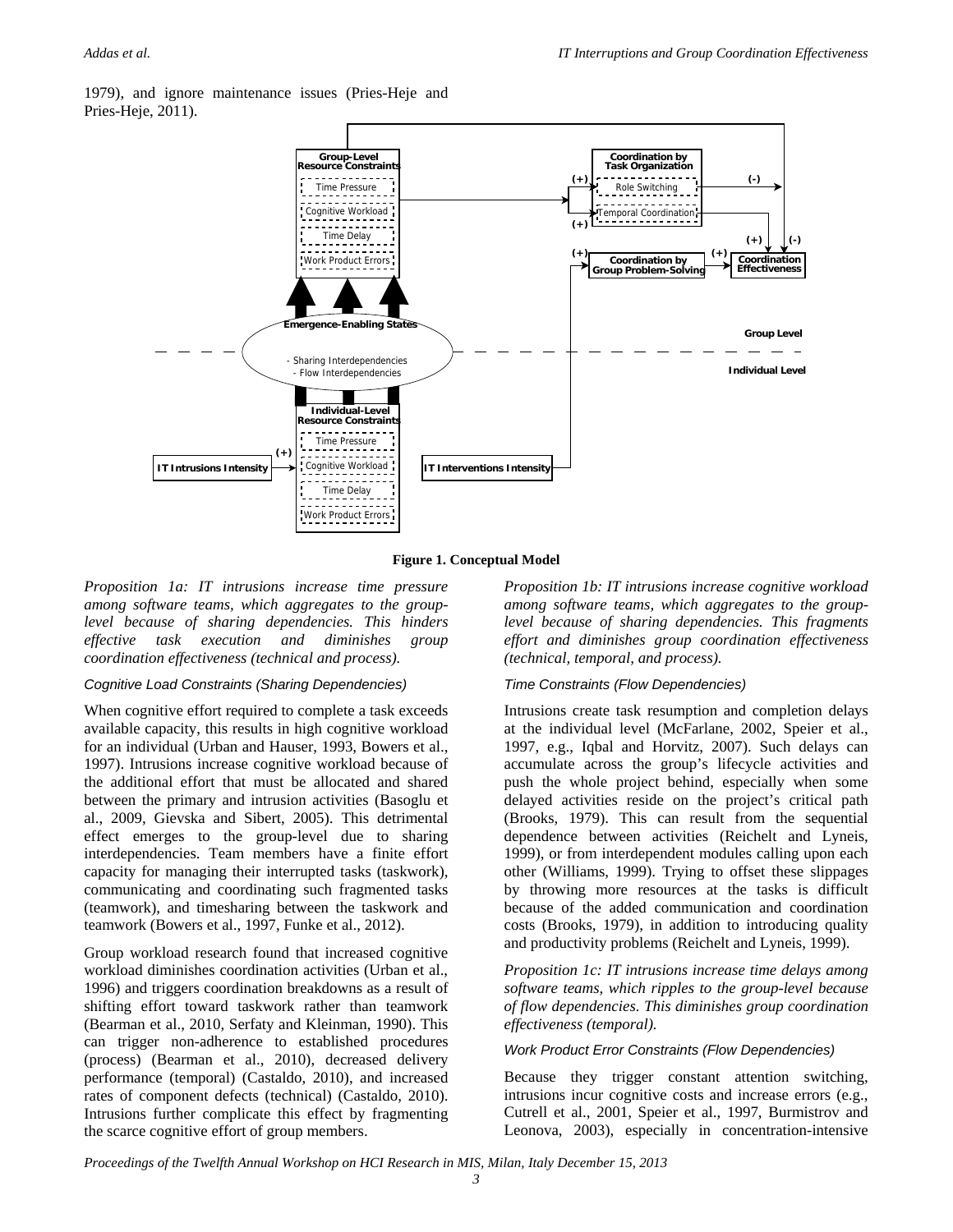1979), and ignore maintenance issues (Pries-Heje and Pries-Heje, 2011).

**Figure 1. Conceptual Model**

*Proposition 1a: IT intrusions increase time pressure among software teams, which aggregates to the group-level because of sharing dependencies. This hinders effective task execution and diminishes group coordination effectiveness (technical and process).*

*Proposition 1b: IT intrusions increase cognitive workload among software teams, which aggregates to the group-level because of sharing dependencies. This fragments effort and diminishes group coordination effectiveness (technical, temporal, and process).*

#### *Cognitive Load Constraints (Sharing Dependencies)*

When cognitive effort required to complete a task exceeds available capacity, this results in high cognitive workload for an individual (Urban and Hauser, 1993, Bowers et al., 1997). Intrusions increase cognitive workload because of the additional effort that must be allocated and shared between the primary and intrusion activities (Basoglu et al., 2009, Gievska and Sibert, 2005). This detrimental effect emerges to the group-level due to sharing interdependencies. Team members have a finite effort capacity for managing their interrupted tasks (taskwork), communicating and coordinating such fragmented tasks (teamwork), and timesharing between the taskwork and teamwork (Bowers et al., 1997, Funke et al., 2012).

Group workload research found that increased cognitive workload diminishes coordination activities (Urban et al., 1996) and triggers coordination breakdowns as a result of shifting effort toward taskwork rather than teamwork (Bearman et al., 2010, Serfaty and Kleinman, 1990). This can trigger non-adherence to established procedures (process) (Bearman et al., 2010), decreased delivery performance (temporal) (Castaldo, 2010), and increased rates of component defects (technical) (Castaldo, 2010). Intrusions further complicate this effect by fragmenting the scarce cognitive effort of group members.

#### *Time Constraints (Flow Dependencies)*

Intrusions create task resumption and completion delays at the individual level (McFarlane, 2002, Speier et al., 1997, e.g., Iqbal and Horvitz, 2007). Such delays can accumulate across the group's lifecycle activities and push the whole project behind, especially when some delayed activities reside on the project's critical path (Brooks, 1979). This can result from the sequential dependence between activities (Reichelt and Lyneis, 1999), or from interdependent modules calling upon each other (Williams, 1999). Trying to offset these slippages by throwing more resources at the tasks is difficult because of the added communication and coordination costs (Brooks, 1979), in addition to introducing quality and productivity problems (Reichelt and Lyneis, 1999).

*Proposition 1c: IT intrusions increase time delays among software teams, which ripples to the group-level because of flow dependencies. This diminishes group coordination effectiveness (temporal).*

#### *Work Product Error Constraints (Flow Dependencies)*

Because they trigger constant attention switching, intrusions incur cognitive costs and increase errors (e.g., Cutrell et al., 2001, Speier et al., 1997, Burmistrov and Leonova, 2003), especially in concentration-intensive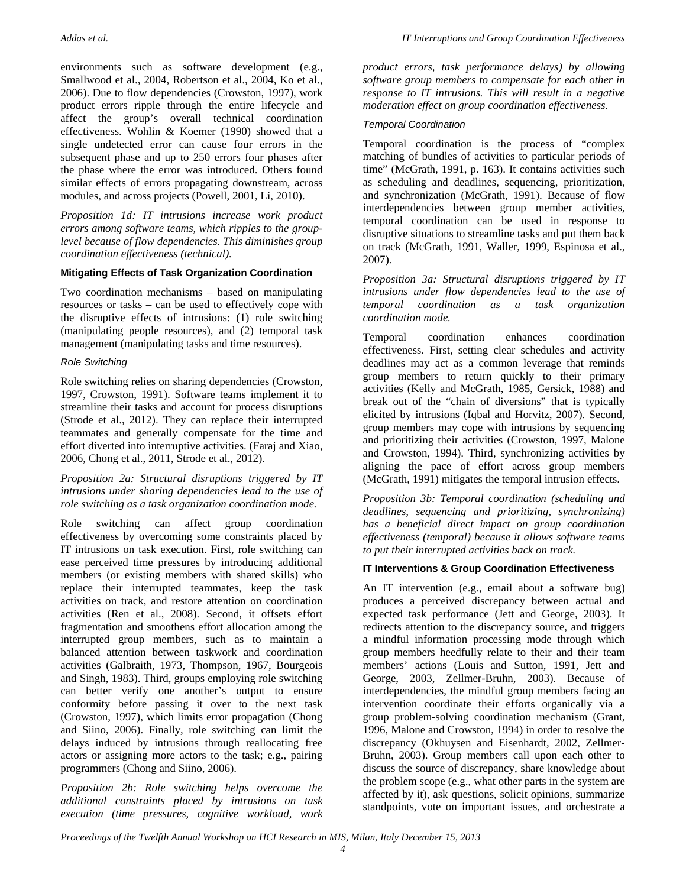environments such as software development (e.g., Smallwood et al., 2004, Robertson et al., 2004, Ko et al., 2006). Due to flow dependencies (Crowston, 1997), work product errors ripple through the entire lifecycle and affect the group's overall technical coordination effectiveness. Wohlin & Koemer (1990) showed that a single undetected error can cause four errors in the subsequent phase and up to 250 errors four phases after the phase where the error was introduced. Others found similar effects of errors propagating downstream, across modules, and across projects (Powell, 2001, Li, 2010).

*Proposition 1d: IT intrusions increase work product errors among software teams, which ripples to the group-level because of flow dependencies. This diminishes group coordination effectiveness (technical).*

### Mitigating Effects of Task Organization Coordination

Two coordination mechanisms – based on manipulating resources or tasks – can be used to effectively cope with the disruptive effects of intrusions: (1) role switching (manipulating people resources), and (2) temporal task management (manipulating tasks and time resources).

#### *Role Switching*

Role switching relies on sharing dependencies (Crowston, 1997, Crowston, 1991). Software teams implement it to streamline their tasks and account for process disruptions (Strode et al., 2012). They can replace their interrupted teammates and generally compensate for the time and effort diverted into interruptive activities. (Faraj and Xiao, 2006, Chong et al., 2011, Strode et al., 2012).

*Proposition 2a: Structural disruptions triggered by IT intrusions under sharing dependencies lead to the use of role switching as a task organization coordination mode.*

Role switching can affect group coordination effectiveness by overcoming some constraints placed by IT intrusions on task execution. First, role switching can ease perceived time pressures by introducing additional members (or existing members with shared skills) who replace their interrupted teammates, keep the task activities on track, and restore attention on coordination activities (Ren et al., 2008). Second, it offsets effort fragmentation and smoothens effort allocation among the interrupted group members, such as to maintain a balanced attention between taskwork and coordination activities (Galbraith, 1973, Thompson, 1967, Bourgeois and Singh, 1983). Third, groups employing role switching can better verify one another's output to ensure conformity before passing it over to the next task (Crowston, 1997), which limits error propagation (Chong and Siino, 2006). Finally, role switching can limit the delays induced by intrusions through reallocating free actors or assigning more actors to the task; e.g., pairing programmers (Chong and Siino, 2006).

*Proposition 2b: Role switching helps overcome the additional constraints placed by intrusions on task execution (time pressures, cognitive workload, work product errors, task performance delays) by allowing software group members to compensate for each other in response to IT intrusions. This will result in a negative moderation effect on group coordination effectiveness.*

#### *Temporal Coordination*

Temporal coordination is the process of "complex matching of bundles of activities to particular periods of time" (McGrath, 1991, p. 163). It contains activities such as scheduling and deadlines, sequencing, prioritization, and synchronization (McGrath, 1991). Because of flow interdependencies between group member activities, temporal coordination can be used in response to disruptive situations to streamline tasks and put them back on track (McGrath, 1991, Waller, 1999, Espinosa et al., 2007).

*Proposition 3a: Structural disruptions triggered by IT intrusions under flow dependencies lead to the use of temporal coordination as a task organization coordination mode.*

Temporal coordination enhances coordination effectiveness. First, setting clear schedules and activity deadlines may act as a common leverage that reminds group members to return quickly to their primary activities (Kelly and McGrath, 1985, Gersick, 1988) and break out of the "chain of diversions" that is typically elicited by intrusions (Iqbal and Horvitz, 2007). Second, group members may cope with intrusions by sequencing and prioritizing their activities (Crowston, 1997, Malone and Crowston, 1994). Third, synchronizing activities by aligning the pace of effort across group members (McGrath, 1991) mitigates the temporal intrusion effects.

*Proposition 3b: Temporal coordination (scheduling and deadlines, sequencing and prioritizing, synchronizing) has a beneficial direct impact on group coordination effectiveness (temporal) because it allows software teams to put their interrupted activities back on track.*

### IT Interventions & Group Coordination Effectiveness

An IT intervention (e.g., email about a software bug) produces a perceived discrepancy between actual and expected task performance (Jett and George, 2003). It redirects attention to the discrepancy source, and triggers a mindful information processing mode through which group members heedfully relate to their and their team members' actions (Louis and Sutton, 1991, Jett and George, 2003, Zellmer-Bruhn, 2003). Because of interdependencies, the mindful group members facing an intervention coordinate their efforts organically via a group problem-solving coordination mechanism (Grant, 1996, Malone and Crowston, 1994) in order to resolve the discrepancy (Okhuysen and Eisenhardt, 2002, Zellmer-Bruhn, 2003). Group members call upon each other to discuss the source of discrepancy, share knowledge about the problem scope (e.g., what other parts in the system are affected by it), ask questions, solicit opinions, summarize standpoints, vote on important issues, and orchestrate a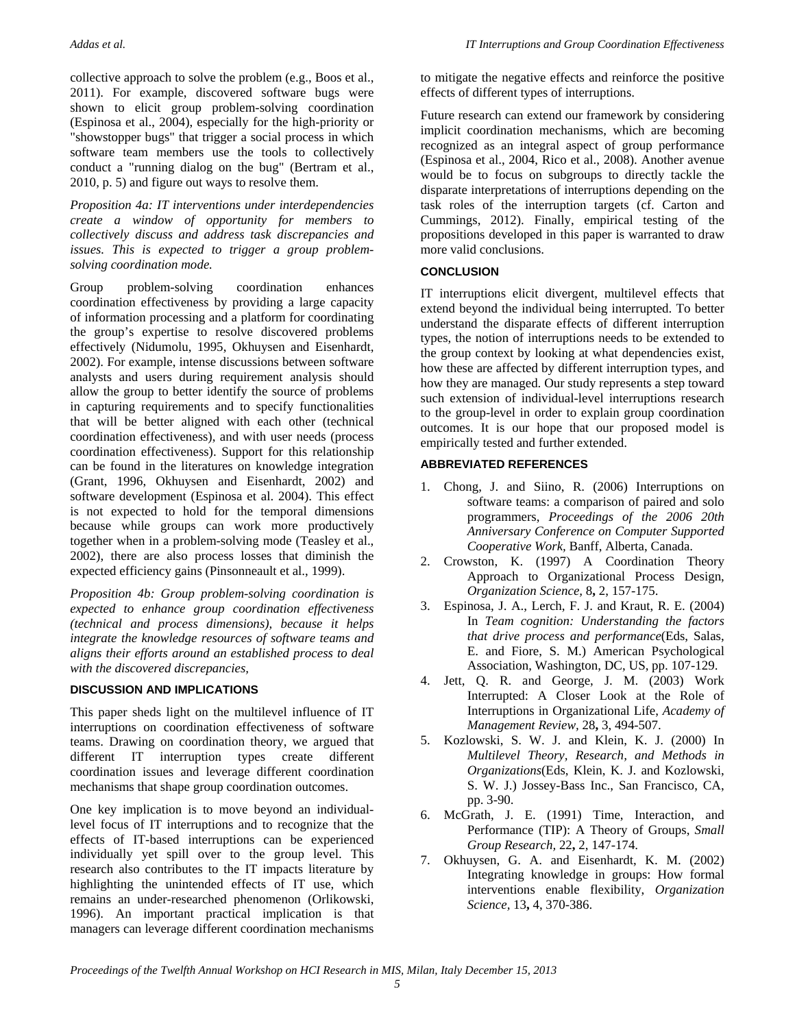collective approach to solve the problem (e.g., Boos et al., 2011). For example, discovered software bugs were shown to elicit group problem-solving coordination (Espinosa et al., 2004), especially for the high-priority or "showstopper bugs" that trigger a social process in which software team members use the tools to collectively conduct a "running dialog on the bug" (Bertram et al., 2010, p. 5) and figure out ways to resolve them.

*Proposition 4a: IT interventions under interdependencies create a window of opportunity for members to collectively discuss and address task discrepancies and issues. This is expected to trigger a group problem-solving coordination mode.*

Group problem-solving coordination enhances coordination effectiveness by providing a large capacity of information processing and a platform for coordinating the group's expertise to resolve discovered problems effectively (Nidumolu, 1995, Okhuysen and Eisenhardt, 2002). For example, intense discussions between software analysts and users during requirement analysis should allow the group to better identify the source of problems in capturing requirements and to specify functionalities that will be better aligned with each other (technical coordination effectiveness), and with user needs (process coordination effectiveness). Support for this relationship can be found in the literatures on knowledge integration (Grant, 1996, Okhuysen and Eisenhardt, 2002) and software development (Espinosa et al. 2004). This effect is not expected to hold for the temporal dimensions because while groups can work more productively together when in a problem-solving mode (Teasley et al., 2002), there are also process losses that diminish the expected efficiency gains (Pinsonneault et al., 1999).

*Proposition 4b: Group problem-solving coordination is expected to enhance group coordination effectiveness (technical and process dimensions), because it helps integrate the knowledge resources of software teams and aligns their efforts around an established process to deal with the discovered discrepancies,*

## DISCUSSION AND IMPLICATIONS

This paper sheds light on the multilevel influence of IT interruptions on coordination effectiveness of software teams. Drawing on coordination theory, we argued that different IT interruption types create different coordination issues and leverage different coordination mechanisms that shape group coordination outcomes.

One key implication is to move beyond an individual-level focus of IT interruptions and to recognize that the effects of IT-based interruptions can be experienced individually yet spill over to the group level. This research also contributes to the IT impacts literature by highlighting the unintended effects of IT use, which remains an under-researched phenomenon (Orlikowski, 1996). An important practical implication is that managers can leverage different coordination mechanisms to mitigate the negative effects and reinforce the positive effects of different types of interruptions.

Future research can extend our framework by considering implicit coordination mechanisms, which are becoming recognized as an integral aspect of group performance (Espinosa et al., 2004, Rico et al., 2008). Another avenue would be to focus on subgroups to directly tackle the disparate interpretations of interruptions depending on the task roles of the interruption targets (cf. Carton and Cummings, 2012). Finally, empirical testing of the propositions developed in this paper is warranted to draw more valid conclusions.

## CONCLUSION

IT interruptions elicit divergent, multilevel effects that extend beyond the individual being interrupted. To better understand the disparate effects of different interruption types, the notion of interruptions needs to be extended to the group context by looking at what dependencies exist, how these are affected by different interruption types, and how they are managed. Our study represents a step toward such extension of individual-level interruptions research to the group-level in order to explain group coordination outcomes. It is our hope that our proposed model is empirically tested and further extended.

## ABBREVIATED REFERENCES

1. Chong, J. and Siino, R. (2006) Interruptions on software teams: a comparison of paired and solo programmers, *Proceedings of the 2006 20th Anniversary Conference on Computer Supported Cooperative Work*, Banff, Alberta, Canada.
2. Crowston, K. (1997) A Coordination Theory Approach to Organizational Process Design, *Organization Science*, 8**,** 2, 157-175.
3. Espinosa, J. A., Lerch, F. J. and Kraut, R. E. (2004) In *Team cognition: Understanding the factors that drive process and performance*(Eds, Salas, E. and Fiore, S. M.) American Psychological Association, Washington, DC, US, pp. 107-129.
4. Jett, Q. R. and George, J. M. (2003) Work Interrupted: A Closer Look at the Role of Interruptions in Organizational Life, *Academy of Management Review*, 28**,** 3, 494-507.
5. Kozlowski, S. W. J. and Klein, K. J. (2000) In *Multilevel Theory, Research, and Methods in Organizations*(Eds, Klein, K. J. and Kozlowski, S. W. J.) Jossey-Bass Inc., San Francisco, CA, pp. 3-90.
6. McGrath, J. E. (1991) Time, Interaction, and Performance (TIP): A Theory of Groups, *Small Group Research*, 22**,** 2, 147-174.
7. Okhuysen, G. A. and Eisenhardt, K. M. (2002) Integrating knowledge in groups: How formal interventions enable flexibility, *Organization Science*, 13**,** 4, 370-386.